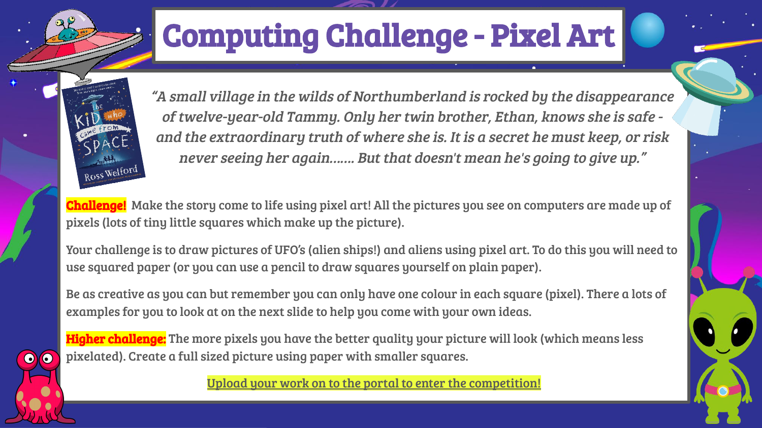# Computing Challenge - Pixel Art

*"A small village in the wilds of Northumberland is rocked by the disappearance of twelve-year-old Tammy. Only her twin brother, Ethan, knows she is safe - and the extraordinary truth of where she is. It is a secret he must keep, or risk never seeing her again……. But that doesn't mean he's going to give up."*

**Challenge!** Make the story come to life using pixel art! All the pictures you see on computers are made up of pixels (lots of tiny little squares which make up the picture).

Your challenge is to draw pictures of UFO's (alien ships!) and aliens using pixel art. To do this you will need to use squared paper (or you can use a pencil to draw squares yourself on plain paper).

Be as creative as you can but remember you can only have one colour in each square (pixel). There a lots of examples for you to look at on the next slide to help you come with your own ideas.

**Higher challenge:** The more pixels you have the better quality your picture will look (which means less pixelated). Create a full sized picture using paper with smaller squares.

Upload your work on to the portal to enter the competition!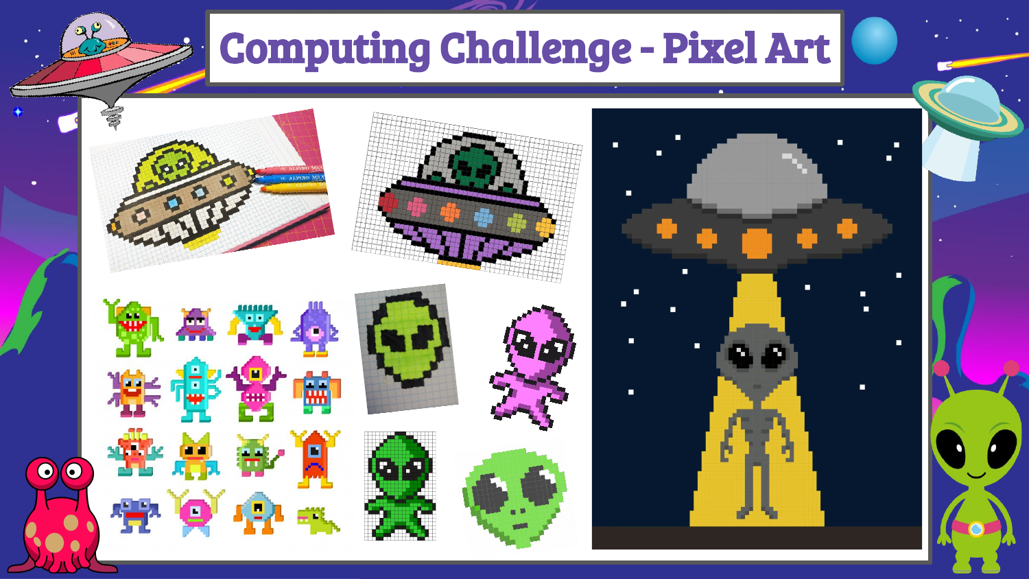# Computing Challenge - Pixel Art